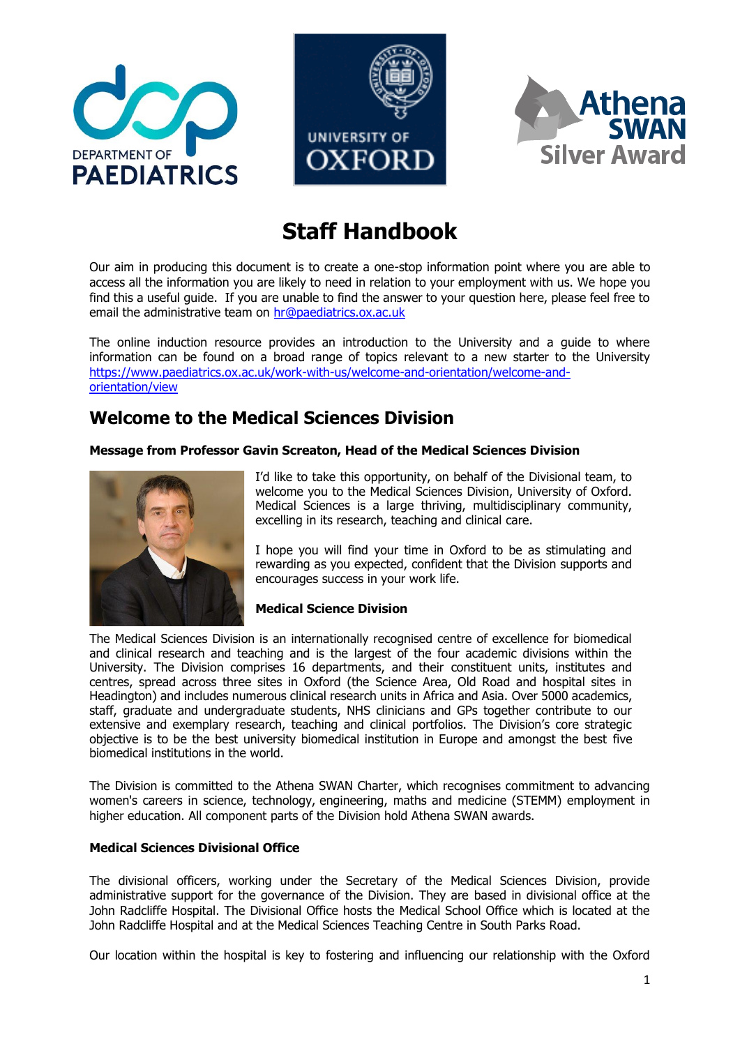# Staff Handbook

Our aim in producing this document is to create a one-stop information point where you are able to access all the information you are likely to need in relation to your employment with us. We hope you find this a useful guide. If you are unable to find the answer to your question here, please feel free to email the administrative team on [hr@paediatrics.ox.ac.uk](mailto:hr@paediatrics.ox.ac.uk)

The online induction resource provides an introduction to the University and a guide to where information can be found on a broad range of topics relevant to a new starter to the University [https://www.paediatrics.ox.ac.uk/work-with-us/welcome-and-orientation/welcome-and-orientation/view](https://www.paediatrics.ox.ac.uk/work-with-us/welcome-and-orientation/welcome-and-orientation/view)

## Welcome to the Medical Sciences Division

**Message from Professor Gavin Screaton, Head of the Medical Sciences Division**

I'd like to take this opportunity, on behalf of the Divisional team, to welcome you to the Medical Sciences Division, University of Oxford. Medical Sciences is a large thriving, multidisciplinary community, excelling in its research, teaching and clinical care.

I hope you will find your time in Oxford to be as stimulating and rewarding as you expected, confident that the Division supports and encourages success in your work life.

**Medical Science Division**

The Medical Sciences Division is an internationally recognised centre of excellence for biomedical and clinical research and teaching and is the largest of the four academic divisions within the University. The Division comprises 16 departments, and their constituent units, institutes and centres, spread across three sites in Oxford (the Science Area, Old Road and hospital sites in Headington) and includes numerous clinical research units in Africa and Asia. Over 5000 academics, staff, graduate and undergraduate students, NHS clinicians and GPs together contribute to our extensive and exemplary research, teaching and clinical portfolios. The Division's core strategic objective is to be the best university biomedical institution in Europe and amongst the best five biomedical institutions in the world.

The Division is committed to the Athena SWAN Charter, which recognises commitment to advancing women's careers in science, technology, engineering, maths and medicine (STEMM) employment in higher education. All component parts of the Division hold Athena SWAN awards.

**Medical Sciences Divisional Office**

The divisional officers, working under the Secretary of the Medical Sciences Division, provide administrative support for the governance of the Division. They are based in divisional office at the John Radcliffe Hospital. The Divisional Office hosts the Medical School Office which is located at the John Radcliffe Hospital and at the Medical Sciences Teaching Centre in South Parks Road.

Our location within the hospital is key to fostering and influencing our relationship with the Oxford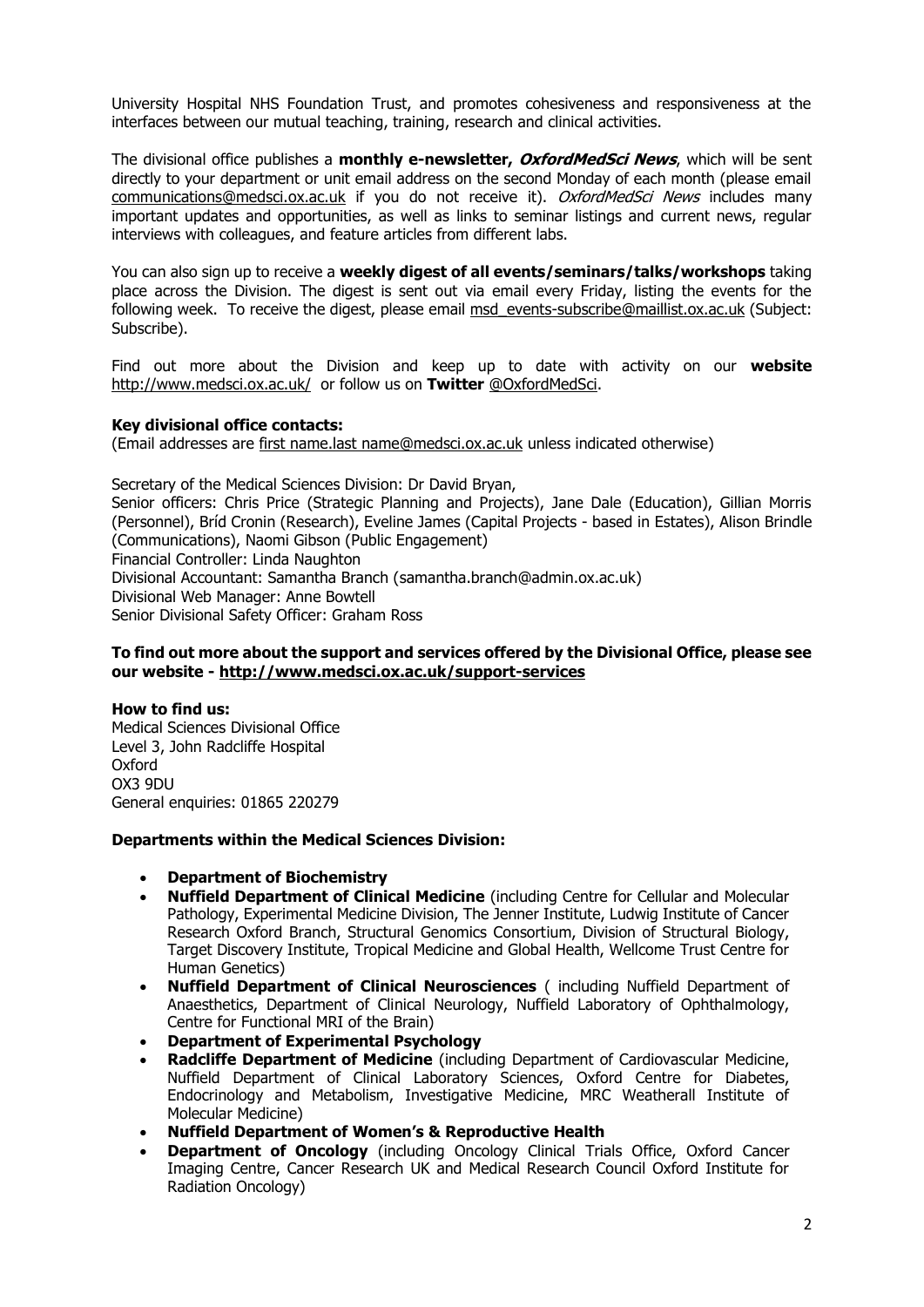University Hospital NHS Foundation Trust, and promotes cohesiveness and responsiveness at the interfaces between our mutual teaching, training, research and clinical activities.

The divisional office publishes a **monthly e-newsletter, *OxfordMedSci News***, which will be sent directly to your department or unit email address on the second Monday of each month (please email communications@medsci.ox.ac.uk if you do not receive it). *OxfordMedSci News* includes many important updates and opportunities, as well as links to seminar listings and current news, regular interviews with colleagues, and feature articles from different labs.

You can also sign up to receive a **weekly digest of all events/seminars/talks/workshops** taking place across the Division. The digest is sent out via email every Friday, listing the events for the following week. To receive the digest, please email msd_events-subscribe@maillist.ox.ac.uk (Subject: Subscribe).

Find out more about the Division and keep up to date with activity on our **website** http://www.medsci.ox.ac.uk/ or follow us on **Twitter** @OxfordMedSci.

**Key divisional office contacts:**
(Email addresses are first name.last name@medsci.ox.ac.uk unless indicated otherwise)

Secretary of the Medical Sciences Division: Dr David Bryan,
Senior officers: Chris Price (Strategic Planning and Projects), Jane Dale (Education), Gillian Morris (Personnel), Bríd Cronin (Research), Eveline James (Capital Projects - based in Estates), Alison Brindle (Communications), Naomi Gibson (Public Engagement)
Financial Controller: Linda Naughton
Divisional Accountant: Samantha Branch (samantha.branch@admin.ox.ac.uk)
Divisional Web Manager: Anne Bowtell
Senior Divisional Safety Officer: Graham Ross

**To find out more about the support and services offered by the Divisional Office, please see our website - http://www.medsci.ox.ac.uk/support-services**

**How to find us:**
Medical Sciences Divisional Office
Level 3, John Radcliffe Hospital
Oxford
OX3 9DU
General enquiries: 01865 220279

**Departments within the Medical Sciences Division:**

- **Department of Biochemistry**
- **Nuffield Department of Clinical Medicine** (including Centre for Cellular and Molecular Pathology, Experimental Medicine Division, The Jenner Institute, Ludwig Institute of Cancer Research Oxford Branch, Structural Genomics Consortium, Division of Structural Biology, Target Discovery Institute, Tropical Medicine and Global Health, Wellcome Trust Centre for Human Genetics)
- **Nuffield Department of Clinical Neurosciences** ( including Nuffield Department of Anaesthetics, Department of Clinical Neurology, Nuffield Laboratory of Ophthalmology, Centre for Functional MRI of the Brain)
- **Department of Experimental Psychology**
- **Radcliffe Department of Medicine** (including Department of Cardiovascular Medicine, Nuffield Department of Clinical Laboratory Sciences, Oxford Centre for Diabetes, Endocrinology and Metabolism, Investigative Medicine, MRC Weatherall Institute of Molecular Medicine)
- **Nuffield Department of Women's & Reproductive Health**
- **Department of Oncology** (including Oncology Clinical Trials Office, Oxford Cancer Imaging Centre, Cancer Research UK and Medical Research Council Oxford Institute for Radiation Oncology)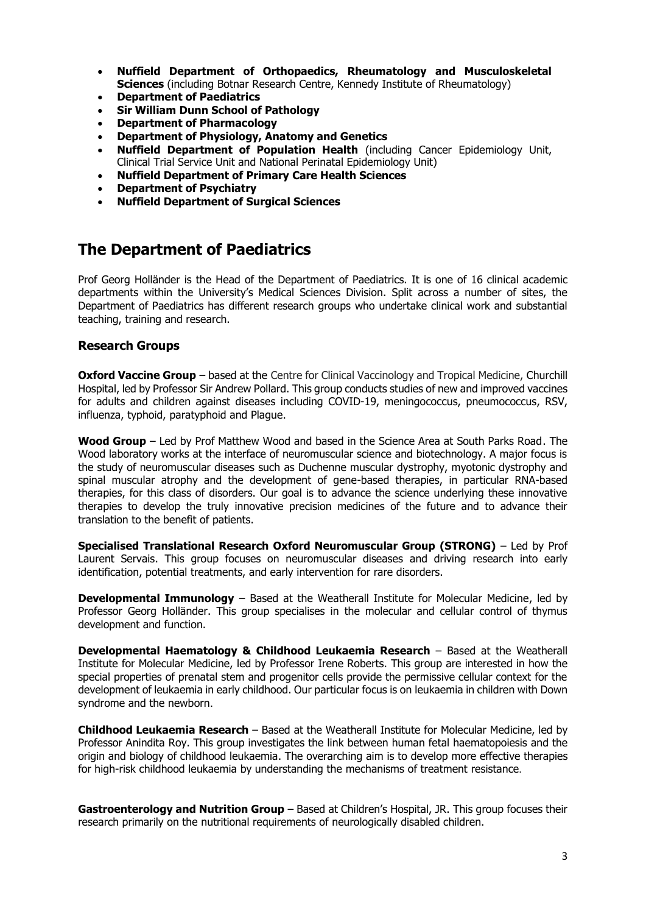- **Nuffield Department of Orthopaedics, Rheumatology and Musculoskeletal Sciences** (including Botnar Research Centre, Kennedy Institute of Rheumatology)
- **Department of Paediatrics**
- **Sir William Dunn School of Pathology**
- **Department of Pharmacology**
- **Department of Physiology, Anatomy and Genetics**
- **Nuffield Department of Population Health** (including Cancer Epidemiology Unit, Clinical Trial Service Unit and National Perinatal Epidemiology Unit)
- **Nuffield Department of Primary Care Health Sciences**
- **Department of Psychiatry**
- **Nuffield Department of Surgical Sciences**

## The Department of Paediatrics

Prof Georg Holländer is the Head of the Department of Paediatrics. It is one of 16 clinical academic departments within the University's Medical Sciences Division. Split across a number of sites, the Department of Paediatrics has different research groups who undertake clinical work and substantial teaching, training and research.

### Research Groups

**Oxford Vaccine Group** – based at the Centre for Clinical Vaccinology and Tropical Medicine, Churchill Hospital, led by Professor Sir Andrew Pollard. This group conducts studies of new and improved vaccines for adults and children against diseases including COVID-19, meningococcus, pneumococcus, RSV, influenza, typhoid, paratyphoid and Plague.

**Wood Group** – Led by Prof Matthew Wood and based in the Science Area at South Parks Road. The Wood laboratory works at the interface of neuromuscular science and biotechnology. A major focus is the study of neuromuscular diseases such as Duchenne muscular dystrophy, myotonic dystrophy and spinal muscular atrophy and the development of gene-based therapies, in particular RNA-based therapies, for this class of disorders. Our goal is to advance the science underlying these innovative therapies to develop the truly innovative precision medicines of the future and to advance their translation to the benefit of patients.

**Specialised Translational Research Oxford Neuromuscular Group (STRONG)** – Led by Prof Laurent Servais. This group focuses on neuromuscular diseases and driving research into early identification, potential treatments, and early intervention for rare disorders.

**Developmental Immunology** – Based at the Weatherall Institute for Molecular Medicine, led by Professor Georg Holländer. This group specialises in the molecular and cellular control of thymus development and function.

**Developmental Haematology & Childhood Leukaemia Research** – Based at the Weatherall Institute for Molecular Medicine, led by Professor Irene Roberts. This group are interested in how the special properties of prenatal stem and progenitor cells provide the permissive cellular context for the development of leukaemia in early childhood. Our particular focus is on leukaemia in children with Down syndrome and the newborn.

**Childhood Leukaemia Research** – Based at the Weatherall Institute for Molecular Medicine, led by Professor Anindita Roy. This group investigates the link between human fetal haematopoiesis and the origin and biology of childhood leukaemia. The overarching aim is to develop more effective therapies for high-risk childhood leukaemia by understanding the mechanisms of treatment resistance.

**Gastroenterology and Nutrition Group** – Based at Children's Hospital, JR. This group focuses their research primarily on the nutritional requirements of neurologically disabled children.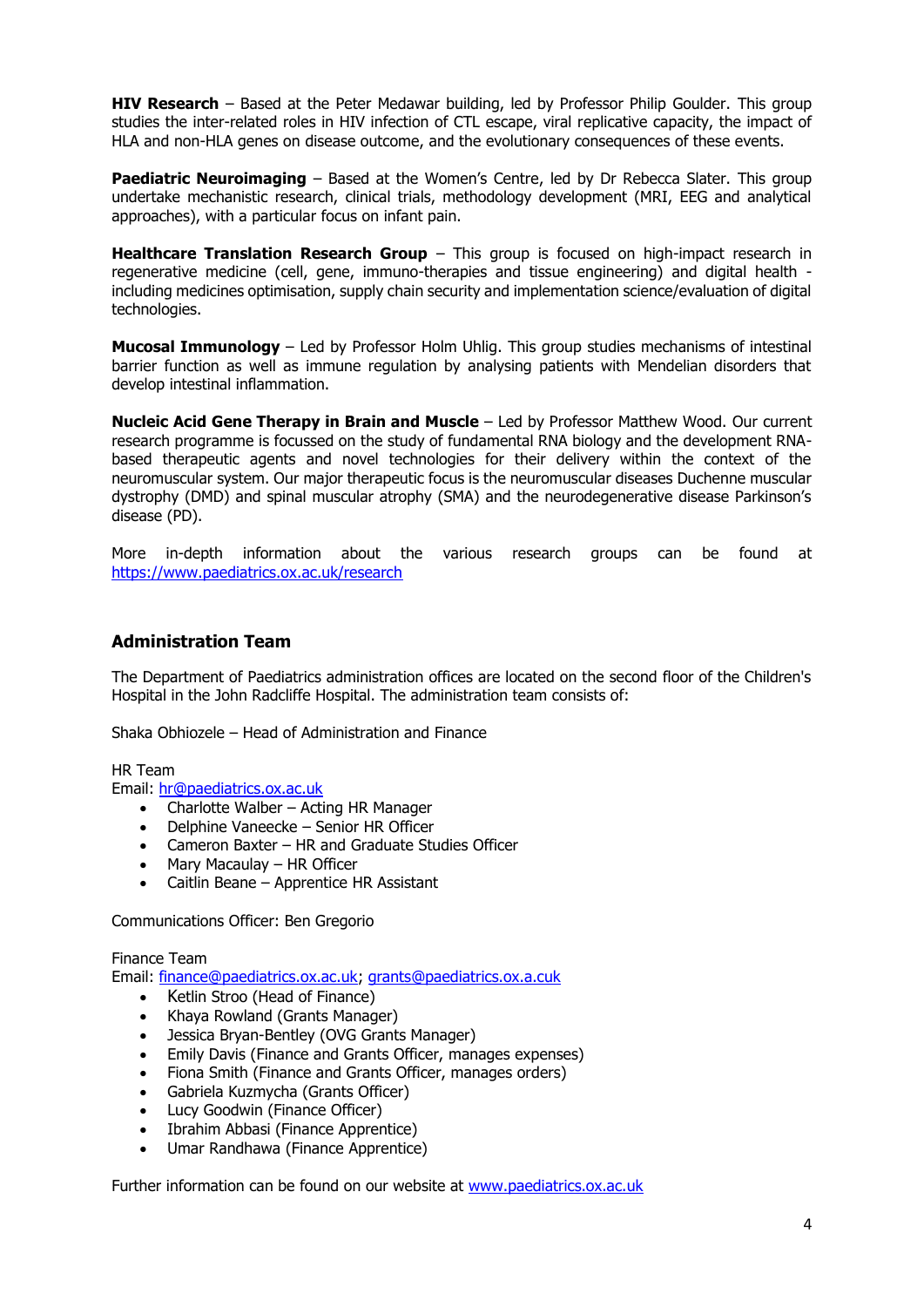**HIV Research** – Based at the Peter Medawar building, led by Professor Philip Goulder. This group studies the inter-related roles in HIV infection of CTL escape, viral replicative capacity, the impact of HLA and non-HLA genes on disease outcome, and the evolutionary consequences of these events.

**Paediatric Neuroimaging** – Based at the Women's Centre, led by Dr Rebecca Slater. This group undertake mechanistic research, clinical trials, methodology development (MRI, EEG and analytical approaches), with a particular focus on infant pain.

**Healthcare Translation Research Group** – This group is focused on high-impact research in regenerative medicine (cell, gene, immuno-therapies and tissue engineering) and digital health - including medicines optimisation, supply chain security and implementation science/evaluation of digital technologies.

**Mucosal Immunology** – Led by Professor Holm Uhlig. This group studies mechanisms of intestinal barrier function as well as immune regulation by analysing patients with Mendelian disorders that develop intestinal inflammation.

**Nucleic Acid Gene Therapy in Brain and Muscle** – Led by Professor Matthew Wood. Our current research programme is focussed on the study of fundamental RNA biology and the development RNA-based therapeutic agents and novel technologies for their delivery within the context of the neuromuscular system. Our major therapeutic focus is the neuromuscular diseases Duchenne muscular dystrophy (DMD) and spinal muscular atrophy (SMA) and the neurodegenerative disease Parkinson's disease (PD).

More in-depth information about the various research groups can be found at https://www.paediatrics.ox.ac.uk/research

## Administration Team

The Department of Paediatrics administration offices are located on the second floor of the Children's Hospital in the John Radcliffe Hospital. The administration team consists of:

Shaka Obhiozele – Head of Administration and Finance

HR Team
Email: hr@paediatrics.ox.ac.uk

- Charlotte Walber – Acting HR Manager
- Delphine Vaneecke – Senior HR Officer
- Cameron Baxter – HR and Graduate Studies Officer
- Mary Macaulay – HR Officer
- Caitlin Beane – Apprentice HR Assistant

Communications Officer: Ben Gregorio

Finance Team
Email: finance@paediatrics.ox.ac.uk; grants@paediatrics.ox.a.cuk

- Ketlin Stroo (Head of Finance)
- Khaya Rowland (Grants Manager)
- Jessica Bryan-Bentley (OVG Grants Manager)
- Emily Davis (Finance and Grants Officer, manages expenses)
- Fiona Smith (Finance and Grants Officer, manages orders)
- Gabriela Kuzmycha (Grants Officer)
- Lucy Goodwin (Finance Officer)
- Ibrahim Abbasi (Finance Apprentice)
- Umar Randhawa (Finance Apprentice)

Further information can be found on our website at www.paediatrics.ox.ac.uk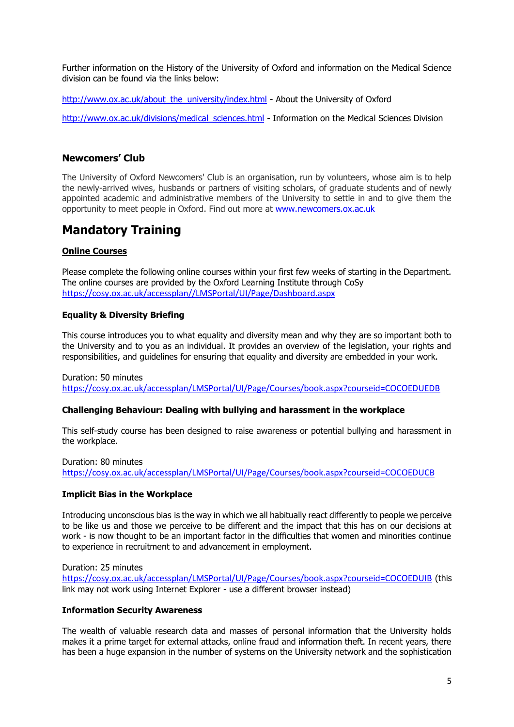Further information on the History of the University of Oxford and information on the Medical Science division can be found via the links below:

[http://www.ox.ac.uk/about_the_university/index.html](http://www.ox.ac.uk/about_the_university/index.html) - About the University of Oxford

[http://www.ox.ac.uk/divisions/medical_sciences.html](http://www.ox.ac.uk/divisions/medical_sciences.html) - Information on the Medical Sciences Division

### Newcomers' Club

The University of Oxford Newcomers' Club is an organisation, run by volunteers, whose aim is to help the newly-arrived wives, husbands or partners of visiting scholars, of graduate students and of newly appointed academic and administrative members of the University to settle in and to give them the opportunity to meet people in Oxford. Find out more at [www.newcomers.ox.ac.uk](http://www.newcomers.ox.ac.uk)

## Mandatory Training

**Online Courses**

Please complete the following online courses within your first few weeks of starting in the Department. The online courses are provided by the Oxford Learning Institute through CoSy [https://cosy.ox.ac.uk/accessplan//LMSPortal/UI/Page/Dashboard.aspx](https://cosy.ox.ac.uk/accessplan//LMSPortal/UI/Page/Dashboard.aspx)

### Equality & Diversity Briefing

This course introduces you to what equality and diversity mean and why they are so important both to the University and to you as an individual. It provides an overview of the legislation, your rights and responsibilities, and guidelines for ensuring that equality and diversity are embedded in your work.

Duration: 50 minutes
[https://cosy.ox.ac.uk/accessplan/LMSPortal/UI/Page/Courses/book.aspx?courseid=COCOEDUEDB](https://cosy.ox.ac.uk/accessplan/LMSPortal/UI/Page/Courses/book.aspx?courseid=COCOEDUEDB)

### Challenging Behaviour: Dealing with bullying and harassment in the workplace

This self-study course has been designed to raise awareness or potential bullying and harassment in the workplace.

Duration: 80 minutes
[https://cosy.ox.ac.uk/accessplan/LMSPortal/UI/Page/Courses/book.aspx?courseid=COCOEDUCB](https://cosy.ox.ac.uk/accessplan/LMSPortal/UI/Page/Courses/book.aspx?courseid=COCOEDUCB)

### Implicit Bias in the Workplace

Introducing unconscious bias is the way in which we all habitually react differently to people we perceive to be like us and those we perceive to be different and the impact that this has on our decisions at work - is now thought to be an important factor in the difficulties that women and minorities continue to experience in recruitment to and advancement in employment.

Duration: 25 minutes
[https://cosy.ox.ac.uk/accessplan/LMSPortal/UI/Page/Courses/book.aspx?courseid=COCOEDUIB](https://cosy.ox.ac.uk/accessplan/LMSPortal/UI/Page/Courses/book.aspx?courseid=COCOEDUIB) (this link may not work using Internet Explorer - use a different browser instead)

### Information Security Awareness

The wealth of valuable research data and masses of personal information that the University holds makes it a prime target for external attacks, online fraud and information theft. In recent years, there has been a huge expansion in the number of systems on the University network and the sophistication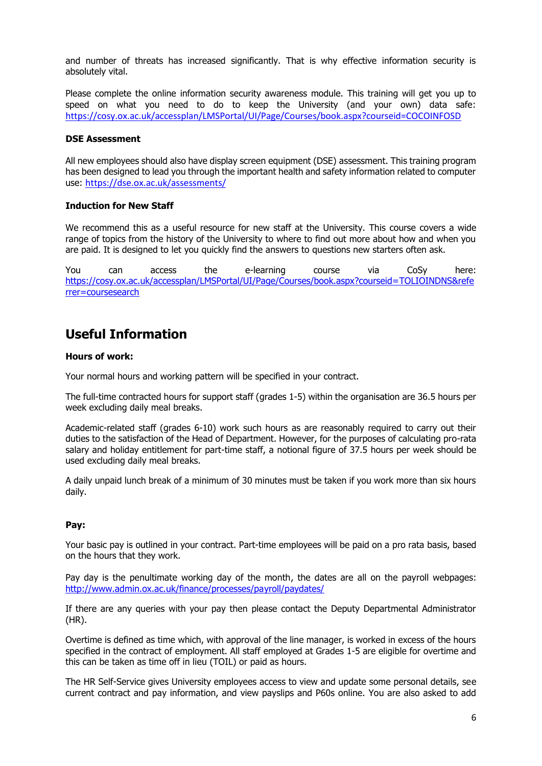and number of threats has increased significantly. That is why effective information security is absolutely vital.

Please complete the online information security awareness module. This training will get you up to speed on what you need to do to keep the University (and your own) data safe: https://cosy.ox.ac.uk/accessplan/LMSPortal/UI/Page/Courses/book.aspx?courseid=COCOINFOSD

**DSE Assessment**

All new employees should also have display screen equipment (DSE) assessment. This training program has been designed to lead you through the important health and safety information related to computer use: https://dse.ox.ac.uk/assessments/

**Induction for New Staff**

We recommend this as a useful resource for new staff at the University. This course covers a wide range of topics from the history of the University to where to find out more about how and when you are paid. It is designed to let you quickly find the answers to questions new starters often ask.

You can access the e-learning course via CoSy here: https://cosy.ox.ac.uk/accessplan/LMSPortal/UI/Page/Courses/book.aspx?courseid=TOLIOINDNS&referrer=coursesearch

## Useful Information

**Hours of work:**

Your normal hours and working pattern will be specified in your contract.

The full-time contracted hours for support staff (grades 1-5) within the organisation are 36.5 hours per week excluding daily meal breaks.

Academic-related staff (grades 6-10) work such hours as are reasonably required to carry out their duties to the satisfaction of the Head of Department. However, for the purposes of calculating pro-rata salary and holiday entitlement for part-time staff, a notional figure of 37.5 hours per week should be used excluding daily meal breaks.

A daily unpaid lunch break of a minimum of 30 minutes must be taken if you work more than six hours daily.

**Pay:**

Your basic pay is outlined in your contract. Part-time employees will be paid on a pro rata basis, based on the hours that they work.

Pay day is the penultimate working day of the month, the dates are all on the payroll webpages: http://www.admin.ox.ac.uk/finance/processes/payroll/paydates/

If there are any queries with your pay then please contact the Deputy Departmental Administrator (HR).

Overtime is defined as time which, with approval of the line manager, is worked in excess of the hours specified in the contract of employment. All staff employed at Grades 1-5 are eligible for overtime and this can be taken as time off in lieu (TOIL) or paid as hours.

The HR Self-Service gives University employees access to view and update some personal details, see current contract and pay information, and view payslips and P60s online. You are also asked to add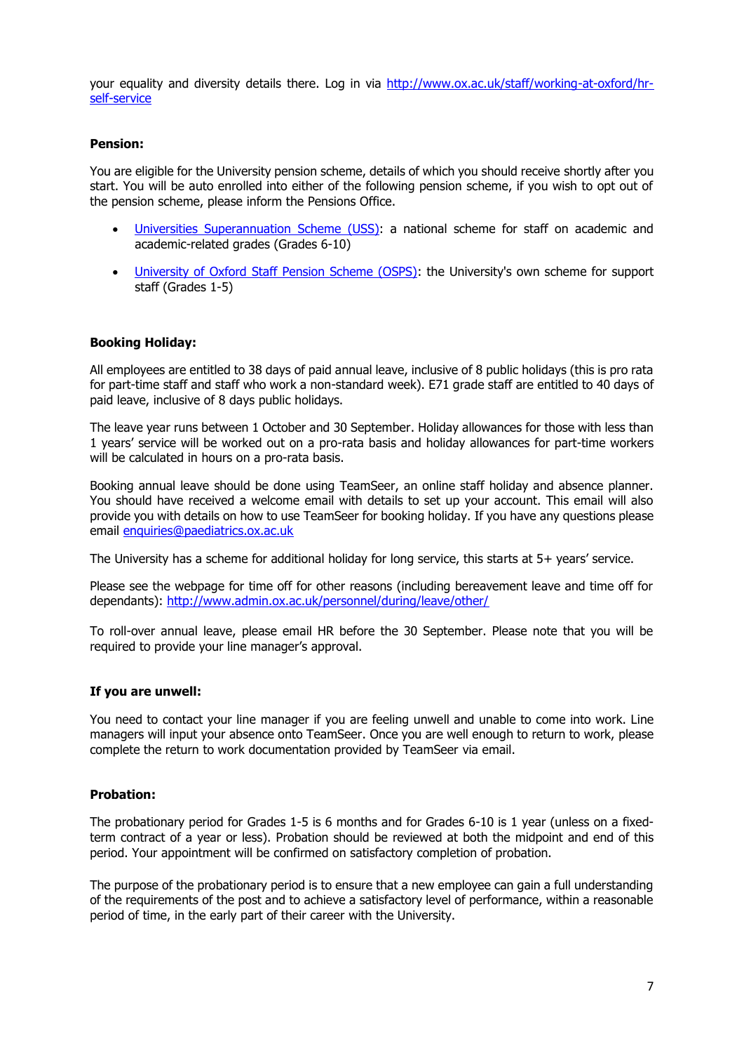your equality and diversity details there. Log in via [http://www.ox.ac.uk/staff/working-at-oxford/hr-self-service](http://www.ox.ac.uk/staff/working-at-oxford/hr-self-service)

**Pension:**

You are eligible for the University pension scheme, details of which you should receive shortly after you start. You will be auto enrolled into either of the following pension scheme, if you wish to opt out of the pension scheme, please inform the Pensions Office.

- Universities Superannuation Scheme (USS): a national scheme for staff on academic and academic-related grades (Grades 6-10)
- University of Oxford Staff Pension Scheme (OSPS): the University's own scheme for support staff (Grades 1-5)

**Booking Holiday:**

All employees are entitled to 38 days of paid annual leave, inclusive of 8 public holidays (this is pro rata for part-time staff and staff who work a non-standard week). E71 grade staff are entitled to 40 days of paid leave, inclusive of 8 days public holidays.

The leave year runs between 1 October and 30 September. Holiday allowances for those with less than 1 years' service will be worked out on a pro-rata basis and holiday allowances for part-time workers will be calculated in hours on a pro-rata basis.

Booking annual leave should be done using TeamSeer, an online staff holiday and absence planner. You should have received a welcome email with details to set up your account. This email will also provide you with details on how to use TeamSeer for booking holiday. If you have any questions please email [enquiries@paediatrics.ox.ac.uk](mailto:enquiries@paediatrics.ox.ac.uk)

The University has a scheme for additional holiday for long service, this starts at 5+ years' service.

Please see the webpage for time off for other reasons (including bereavement leave and time off for dependants): [http://www.admin.ox.ac.uk/personnel/during/leave/other/](http://www.admin.ox.ac.uk/personnel/during/leave/other/)

To roll-over annual leave, please email HR before the 30 September. Please note that you will be required to provide your line manager's approval.

**If you are unwell:**

You need to contact your line manager if you are feeling unwell and unable to come into work. Line managers will input your absence onto TeamSeer. Once you are well enough to return to work, please complete the return to work documentation provided by TeamSeer via email.

**Probation:**

The probationary period for Grades 1-5 is 6 months and for Grades 6-10 is 1 year (unless on a fixed-term contract of a year or less). Probation should be reviewed at both the midpoint and end of this period. Your appointment will be confirmed on satisfactory completion of probation.

The purpose of the probationary period is to ensure that a new employee can gain a full understanding of the requirements of the post and to achieve a satisfactory level of performance, within a reasonable period of time, in the early part of their career with the University.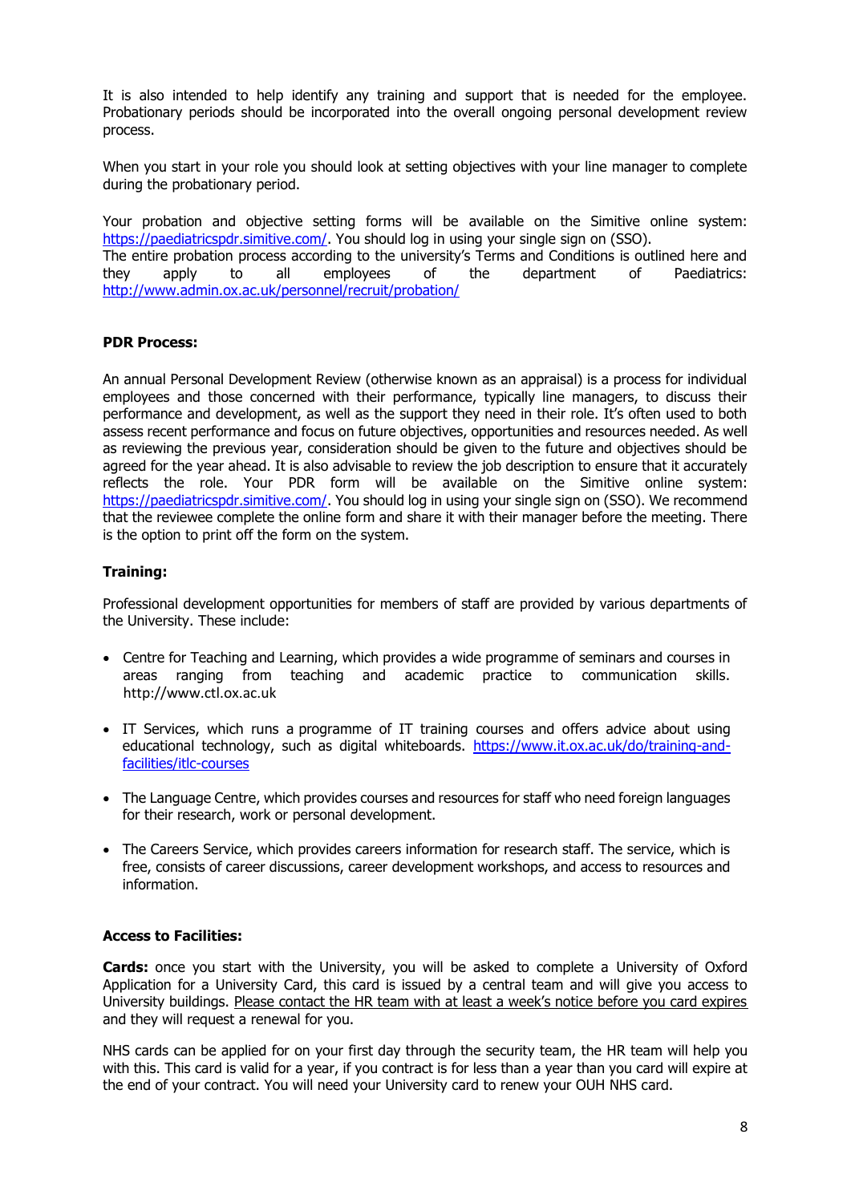It is also intended to help identify any training and support that is needed for the employee. Probationary periods should be incorporated into the overall ongoing personal development review process.

When you start in your role you should look at setting objectives with your line manager to complete during the probationary period.

Your probation and objective setting forms will be available on the Simitive online system: [https://paediatricspdr.simitive.com/](https://paediatricspdr.simitive.com/). You should log in using your single sign on (SSO).
The entire probation process according to the university's Terms and Conditions is outlined here and they apply to all employees of the department of Paediatrics: [http://www.admin.ox.ac.uk/personnel/recruit/probation/](http://www.admin.ox.ac.uk/personnel/recruit/probation/)

**PDR Process:**

An annual Personal Development Review (otherwise known as an appraisal) is a process for individual employees and those concerned with their performance, typically line managers, to discuss their performance and development, as well as the support they need in their role. It's often used to both assess recent performance and focus on future objectives, opportunities and resources needed. As well as reviewing the previous year, consideration should be given to the future and objectives should be agreed for the year ahead. It is also advisable to review the job description to ensure that it accurately reflects the role. Your PDR form will be available on the Simitive online system: [https://paediatricspdr.simitive.com/](https://paediatricspdr.simitive.com/). You should log in using your single sign on (SSO). We recommend that the reviewee complete the online form and share it with their manager before the meeting. There is the option to print off the form on the system.

**Training:**

Professional development opportunities for members of staff are provided by various departments of the University. These include:

- Centre for Teaching and Learning, which provides a wide programme of seminars and courses in areas ranging from teaching and academic practice to communication skills. http://www.ctl.ox.ac.uk
- IT Services, which runs a programme of IT training courses and offers advice about using educational technology, such as digital whiteboards. [https://www.it.ox.ac.uk/do/training-and-facilities/itlc-courses](https://www.it.ox.ac.uk/do/training-and-facilities/itlc-courses)
- The Language Centre, which provides courses and resources for staff who need foreign languages for their research, work or personal development.
- The Careers Service, which provides careers information for research staff. The service, which is free, consists of career discussions, career development workshops, and access to resources and information.

**Access to Facilities:**

**Cards:** once you start with the University, you will be asked to complete a University of Oxford Application for a University Card, this card is issued by a central team and will give you access to University buildings. Please contact the HR team with at least a week's notice before you card expires and they will request a renewal for you.

NHS cards can be applied for on your first day through the security team, the HR team will help you with this. This card is valid for a year, if you contract is for less than a year than you card will expire at the end of your contract. You will need your University card to renew your OUH NHS card.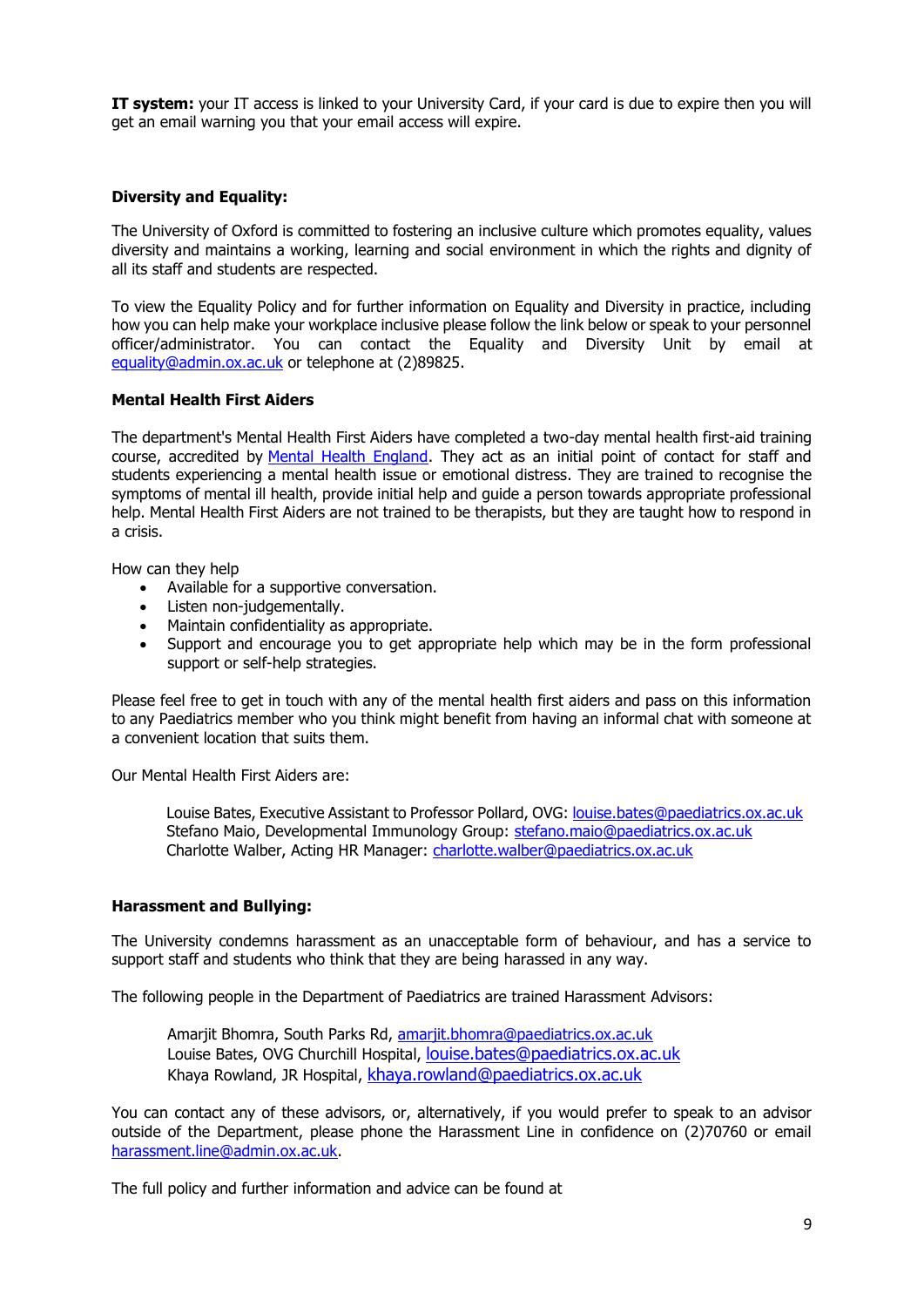**IT system:** your IT access is linked to your University Card, if your card is due to expire then you will get an email warning you that your email access will expire.

**Diversity and Equality:**

The University of Oxford is committed to fostering an inclusive culture which promotes equality, values diversity and maintains a working, learning and social environment in which the rights and dignity of all its staff and students are respected.

To view the Equality Policy and for further information on Equality and Diversity in practice, including how you can help make your workplace inclusive please follow the link below or speak to your personnel officer/administrator. You can contact the Equality and Diversity Unit by email at equality@admin.ox.ac.uk or telephone at (2)89825.

**Mental Health First Aiders**

The department's Mental Health First Aiders have completed a two-day mental health first-aid training course, accredited by Mental Health England. They act as an initial point of contact for staff and students experiencing a mental health issue or emotional distress. They are trained to recognise the symptoms of mental ill health, provide initial help and guide a person towards appropriate professional help. Mental Health First Aiders are not trained to be therapists, but they are taught how to respond in a crisis.

How can they help

- Available for a supportive conversation.
- Listen non-judgementally.
- Maintain confidentiality as appropriate.
- Support and encourage you to get appropriate help which may be in the form professional support or self-help strategies.

Please feel free to get in touch with any of the mental health first aiders and pass on this information to any Paediatrics member who you think might benefit from having an informal chat with someone at a convenient location that suits them.

Our Mental Health First Aiders are:

Louise Bates, Executive Assistant to Professor Pollard, OVG: louise.bates@paediatrics.ox.ac.uk
Stefano Maio, Developmental Immunology Group: stefano.maio@paediatrics.ox.ac.uk
Charlotte Walber, Acting HR Manager: charlotte.walber@paediatrics.ox.ac.uk

**Harassment and Bullying:**

The University condemns harassment as an unacceptable form of behaviour, and has a service to support staff and students who think that they are being harassed in any way.

The following people in the Department of Paediatrics are trained Harassment Advisors:

Amarjit Bhomra, South Parks Rd, amarjit.bhomra@paediatrics.ox.ac.uk
Louise Bates, OVG Churchill Hospital, louise.bates@paediatrics.ox.ac.uk
Khaya Rowland, JR Hospital, khaya.rowland@paediatrics.ox.ac.uk

You can contact any of these advisors, or, alternatively, if you would prefer to speak to an advisor outside of the Department, please phone the Harassment Line in confidence on (2)70760 or email harassment.line@admin.ox.ac.uk.

The full policy and further information and advice can be found at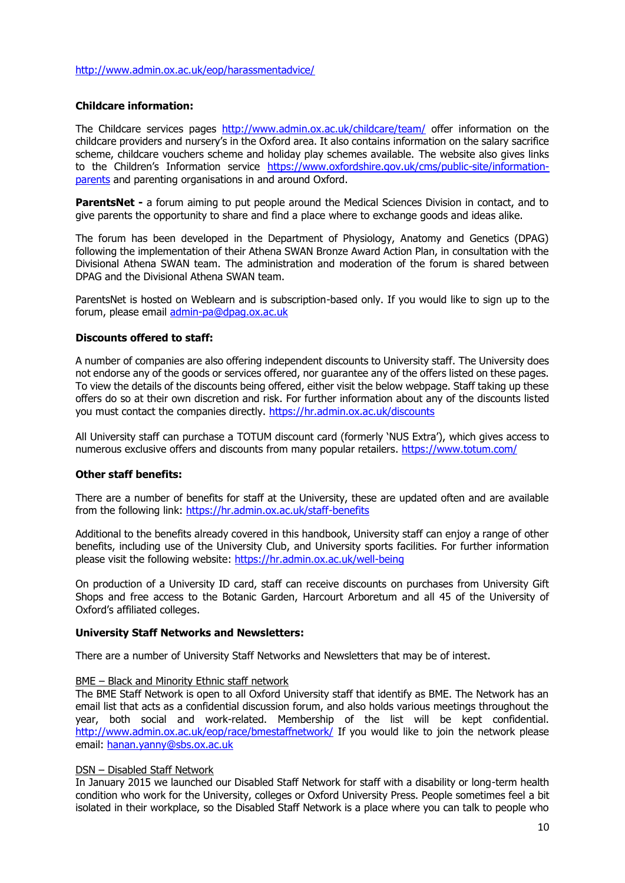http://www.admin.ox.ac.uk/eop/harassmentadvice/

**Childcare information:**

The Childcare services pages http://www.admin.ox.ac.uk/childcare/team/ offer information on the childcare providers and nursery's in the Oxford area. It also contains information on the salary sacrifice scheme, childcare vouchers scheme and holiday play schemes available. The website also gives links to the Children's Information service https://www.oxfordshire.gov.uk/cms/public-site/information-parents and parenting organisations in and around Oxford.

**ParentsNet -** a forum aiming to put people around the Medical Sciences Division in contact, and to give parents the opportunity to share and find a place where to exchange goods and ideas alike.

The forum has been developed in the Department of Physiology, Anatomy and Genetics (DPAG) following the implementation of their Athena SWAN Bronze Award Action Plan, in consultation with the Divisional Athena SWAN team. The administration and moderation of the forum is shared between DPAG and the Divisional Athena SWAN team.

ParentsNet is hosted on Weblearn and is subscription-based only. If you would like to sign up to the forum, please email admin-pa@dpag.ox.ac.uk

**Discounts offered to staff:**

A number of companies are also offering independent discounts to University staff. The University does not endorse any of the goods or services offered, nor guarantee any of the offers listed on these pages. To view the details of the discounts being offered, either visit the below webpage. Staff taking up these offers do so at their own discretion and risk. For further information about any of the discounts listed you must contact the companies directly. https://hr.admin.ox.ac.uk/discounts

All University staff can purchase a TOTUM discount card (formerly 'NUS Extra'), which gives access to numerous exclusive offers and discounts from many popular retailers. https://www.totum.com/

**Other staff benefits:**

There are a number of benefits for staff at the University, these are updated often and are available from the following link: https://hr.admin.ox.ac.uk/staff-benefits

Additional to the benefits already covered in this handbook, University staff can enjoy a range of other benefits, including use of the University Club, and University sports facilities. For further information please visit the following website: https://hr.admin.ox.ac.uk/well-being

On production of a University ID card, staff can receive discounts on purchases from University Gift Shops and free access to the Botanic Garden, Harcourt Arboretum and all 45 of the University of Oxford's affiliated colleges.

**University Staff Networks and Newsletters:**

There are a number of University Staff Networks and Newsletters that may be of interest.

BME – Black and Minority Ethnic staff network
The BME Staff Network is open to all Oxford University staff that identify as BME. The Network has an email list that acts as a confidential discussion forum, and also holds various meetings throughout the year, both social and work-related. Membership of the list will be kept confidential. http://www.admin.ox.ac.uk/eop/race/bmestaffnetwork/ If you would like to join the network please email: hanan.yanny@sbs.ox.ac.uk

DSN – Disabled Staff Network
In January 2015 we launched our Disabled Staff Network for staff with a disability or long-term health condition who work for the University, colleges or Oxford University Press. People sometimes feel a bit isolated in their workplace, so the Disabled Staff Network is a place where you can talk to people who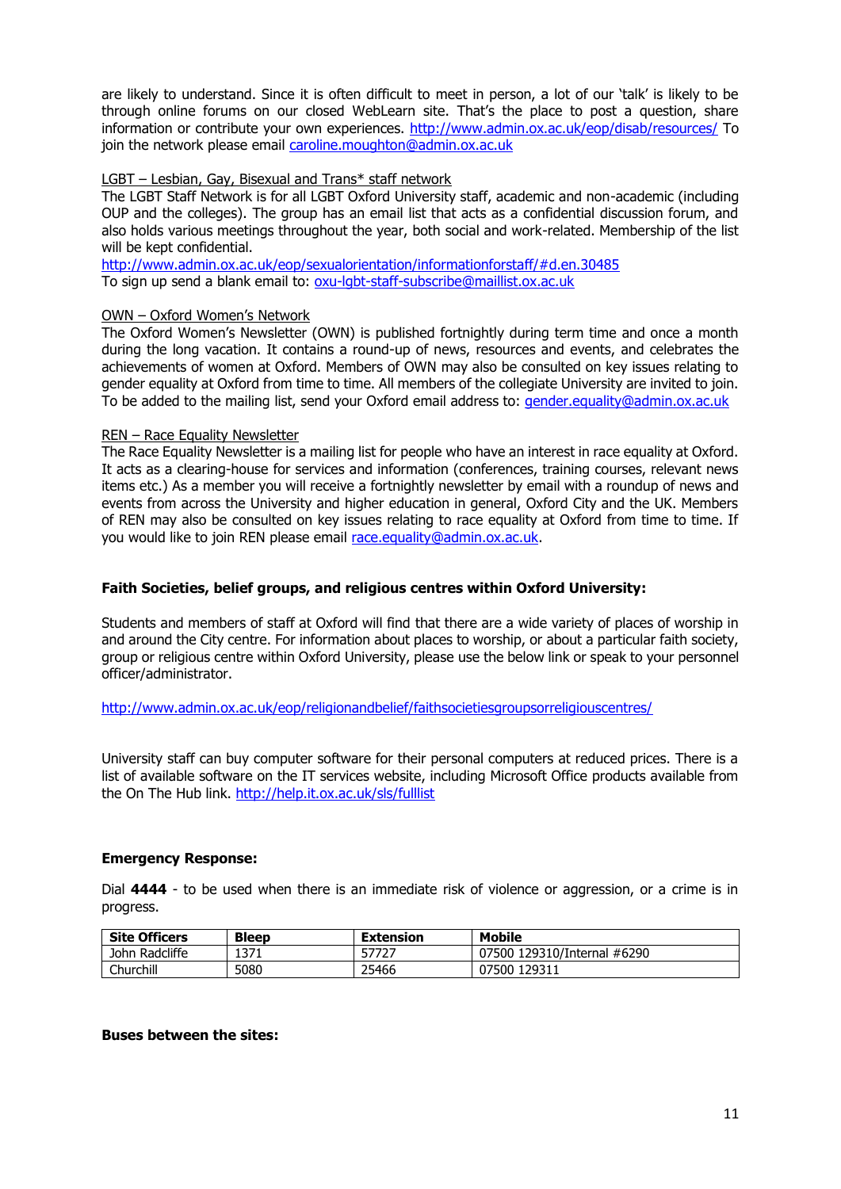are likely to understand. Since it is often difficult to meet in person, a lot of our 'talk' is likely to be through online forums on our closed WebLearn site. That's the place to post a question, share information or contribute your own experiences. http://www.admin.ox.ac.uk/eop/disab/resources/ To join the network please email caroline.moughton@admin.ox.ac.uk

LGBT – Lesbian, Gay, Bisexual and Trans* staff network

The LGBT Staff Network is for all LGBT Oxford University staff, academic and non-academic (including OUP and the colleges). The group has an email list that acts as a confidential discussion forum, and also holds various meetings throughout the year, both social and work-related. Membership of the list will be kept confidential.
http://www.admin.ox.ac.uk/eop/sexualorientation/informationforstaff/#d.en.30485
To sign up send a blank email to: oxu-lgbt-staff-subscribe@maillist.ox.ac.uk

OWN – Oxford Women's Network

The Oxford Women's Newsletter (OWN) is published fortnightly during term time and once a month during the long vacation. It contains a round-up of news, resources and events, and celebrates the achievements of women at Oxford. Members of OWN may also be consulted on key issues relating to gender equality at Oxford from time to time. All members of the collegiate University are invited to join. To be added to the mailing list, send your Oxford email address to: gender.equality@admin.ox.ac.uk

REN – Race Equality Newsletter

The Race Equality Newsletter is a mailing list for people who have an interest in race equality at Oxford. It acts as a clearing-house for services and information (conferences, training courses, relevant news items etc.) As a member you will receive a fortnightly newsletter by email with a roundup of news and events from across the University and higher education in general, Oxford City and the UK. Members of REN may also be consulted on key issues relating to race equality at Oxford from time to time. If you would like to join REN please email race.equality@admin.ox.ac.uk.

**Faith Societies, belief groups, and religious centres within Oxford University:**

Students and members of staff at Oxford will find that there are a wide variety of places of worship in and around the City centre. For information about places to worship, or about a particular faith society, group or religious centre within Oxford University, please use the below link or speak to your personnel officer/administrator.

http://www.admin.ox.ac.uk/eop/religionandbelief/faithsocietiesgroupsorreligiouscentres/

University staff can buy computer software for their personal computers at reduced prices. There is a list of available software on the IT services website, including Microsoft Office products available from the On The Hub link. http://help.it.ox.ac.uk/sls/fulllist

**Emergency Response:**

Dial **4444** - to be used when there is an immediate risk of violence or aggression, or a crime is in progress.

| Site Officers | Bleep | Extension | Mobile |
|---|---|---|---|
| John Radcliffe | 1371 | 57727 | 07500 129310/Internal #6290 |
| Churchill | 5080 | 25466 | 07500 129311 |

**Buses between the sites:**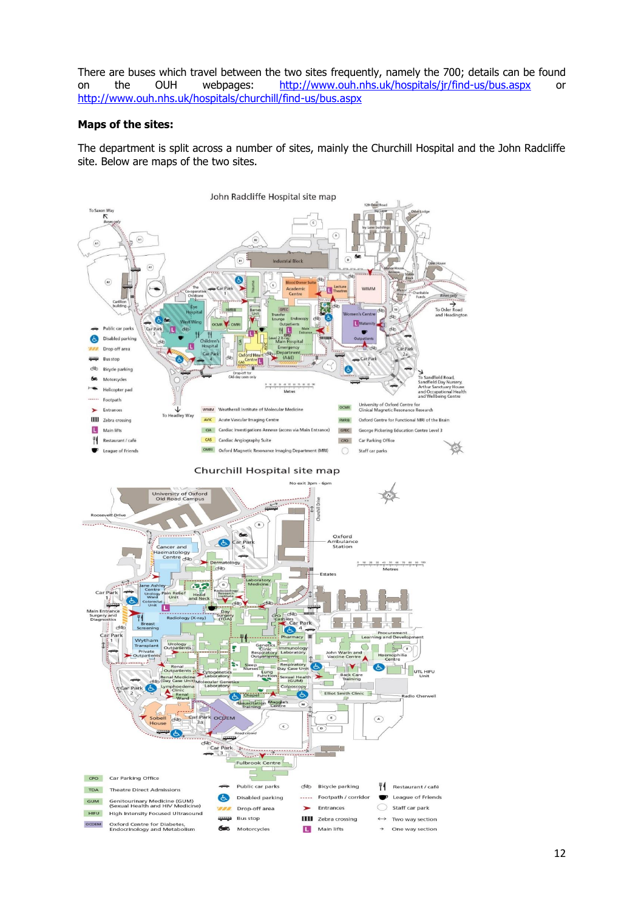There are buses which travel between the two sites frequently, namely the 700; details can be found on the OUH webpages: http://www.ouh.nhs.uk/hospitals/jr/find-us/bus.aspx or http://www.ouh.nhs.uk/hospitals/churchill/find-us/bus.aspx

**Maps of the sites:**

The department is split across a number of sites, mainly the Churchill Hospital and the John Radcliffe site. Below are maps of the two sites.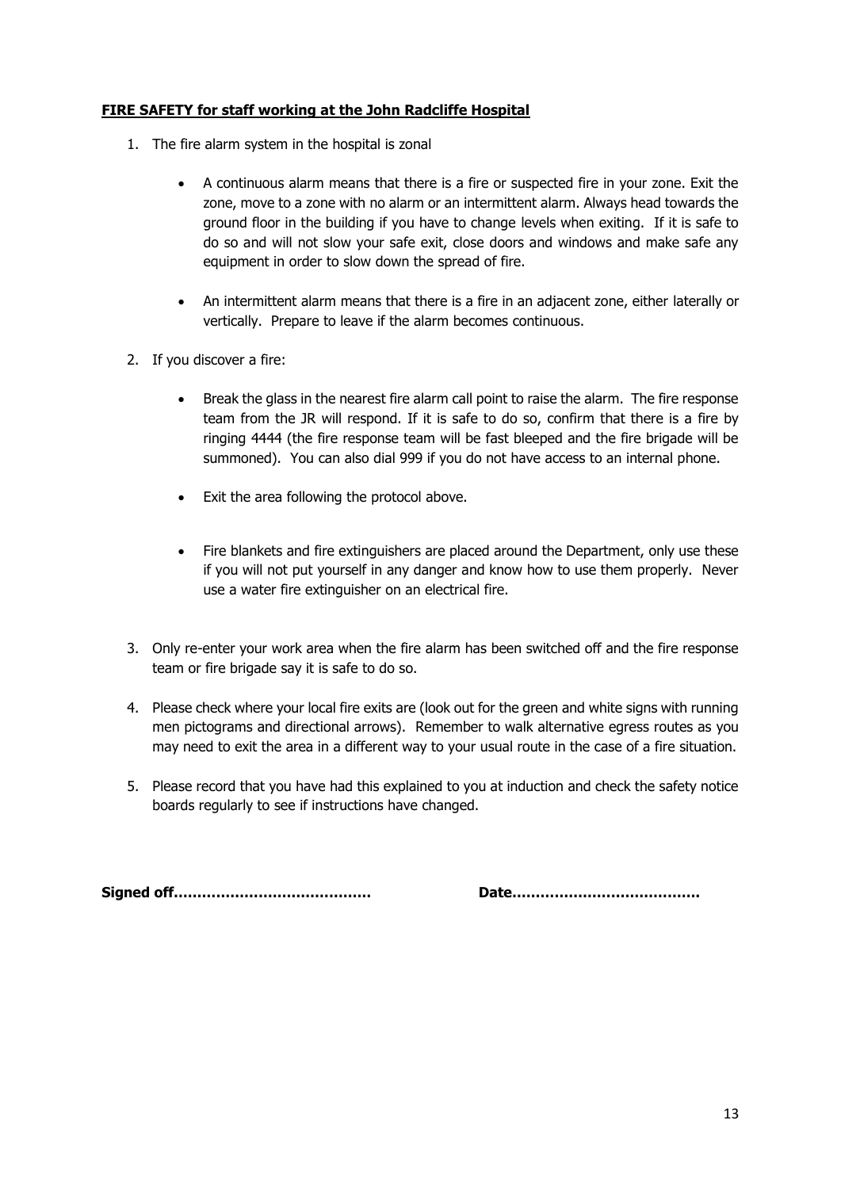**FIRE SAFETY for staff working at the John Radcliffe Hospital**

1. The fire alarm system in the hospital is zonal

   - A continuous alarm means that there is a fire or suspected fire in your zone. Exit the zone, move to a zone with no alarm or an intermittent alarm. Always head towards the ground floor in the building if you have to change levels when exiting. If it is safe to do so and will not slow your safe exit, close doors and windows and make safe any equipment in order to slow down the spread of fire.

   - An intermittent alarm means that there is a fire in an adjacent zone, either laterally or vertically. Prepare to leave if the alarm becomes continuous.

2. If you discover a fire:

   - Break the glass in the nearest fire alarm call point to raise the alarm. The fire response team from the JR will respond. If it is safe to do so, confirm that there is a fire by ringing 4444 (the fire response team will be fast bleeped and the fire brigade will be summoned). You can also dial 999 if you do not have access to an internal phone.

   - Exit the area following the protocol above.

   - Fire blankets and fire extinguishers are placed around the Department, only use these if you will not put yourself in any danger and know how to use them properly. Never use a water fire extinguisher on an electrical fire.

3. Only re-enter your work area when the fire alarm has been switched off and the fire response team or fire brigade say it is safe to do so.

4. Please check where your local fire exits are (look out for the green and white signs with running men pictograms and directional arrows). Remember to walk alternative egress routes as you may need to exit the area in a different way to your usual route in the case of a fire situation.

5. Please record that you have had this explained to you at induction and check the safety notice boards regularly to see if instructions have changed.

**Signed off.........................................** **Date.......................................**